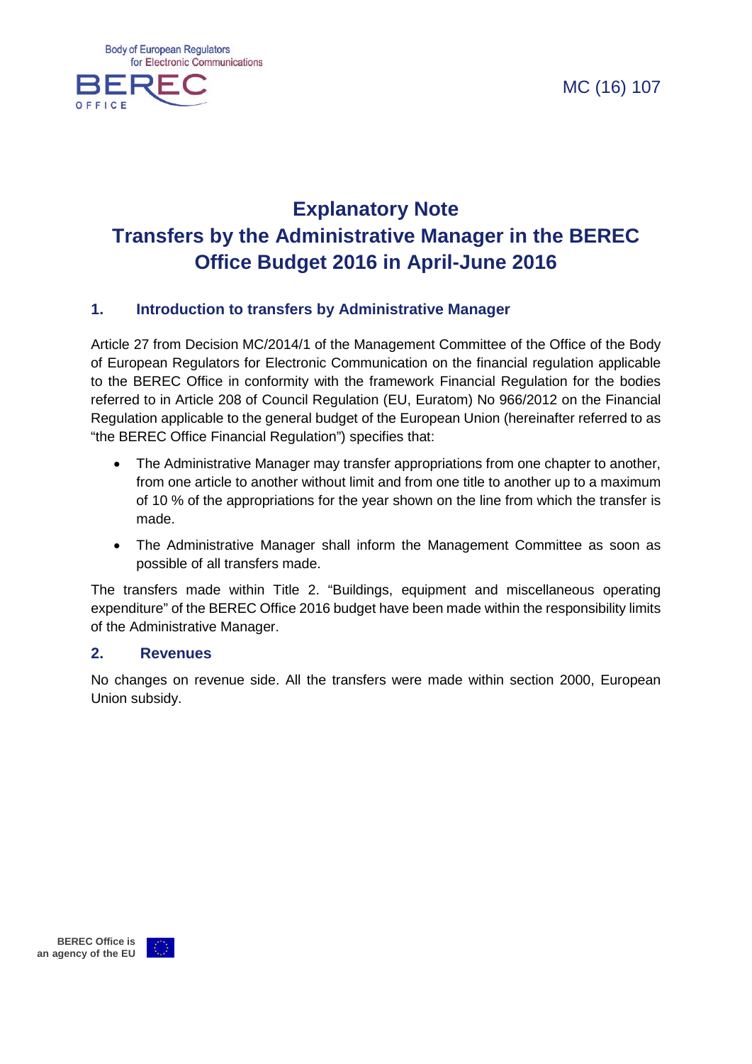MC (16) 107

# Explanatory Note
# Transfers by the Administrative Manager in the BEREC Office Budget 2016 in April-June 2016

## 1. Introduction to transfers by Administrative Manager

Article 27 from Decision MC/2014/1 of the Management Committee of the Office of the Body of European Regulators for Electronic Communication on the financial regulation applicable to the BEREC Office in conformity with the framework Financial Regulation for the bodies referred to in Article 208 of Council Regulation (EU, Euratom) No 966/2012 on the Financial Regulation applicable to the general budget of the European Union (hereinafter referred to as "the BEREC Office Financial Regulation") specifies that:

- The Administrative Manager may transfer appropriations from one chapter to another, from one article to another without limit and from one title to another up to a maximum of 10 % of the appropriations for the year shown on the line from which the transfer is made.
- The Administrative Manager shall inform the Management Committee as soon as possible of all transfers made.

The transfers made within Title 2. "Buildings, equipment and miscellaneous operating expenditure" of the BEREC Office 2016 budget have been made within the responsibility limits of the Administrative Manager.

## 2. Revenues

No changes on revenue side. All the transfers were made within section 2000, European Union subsidy.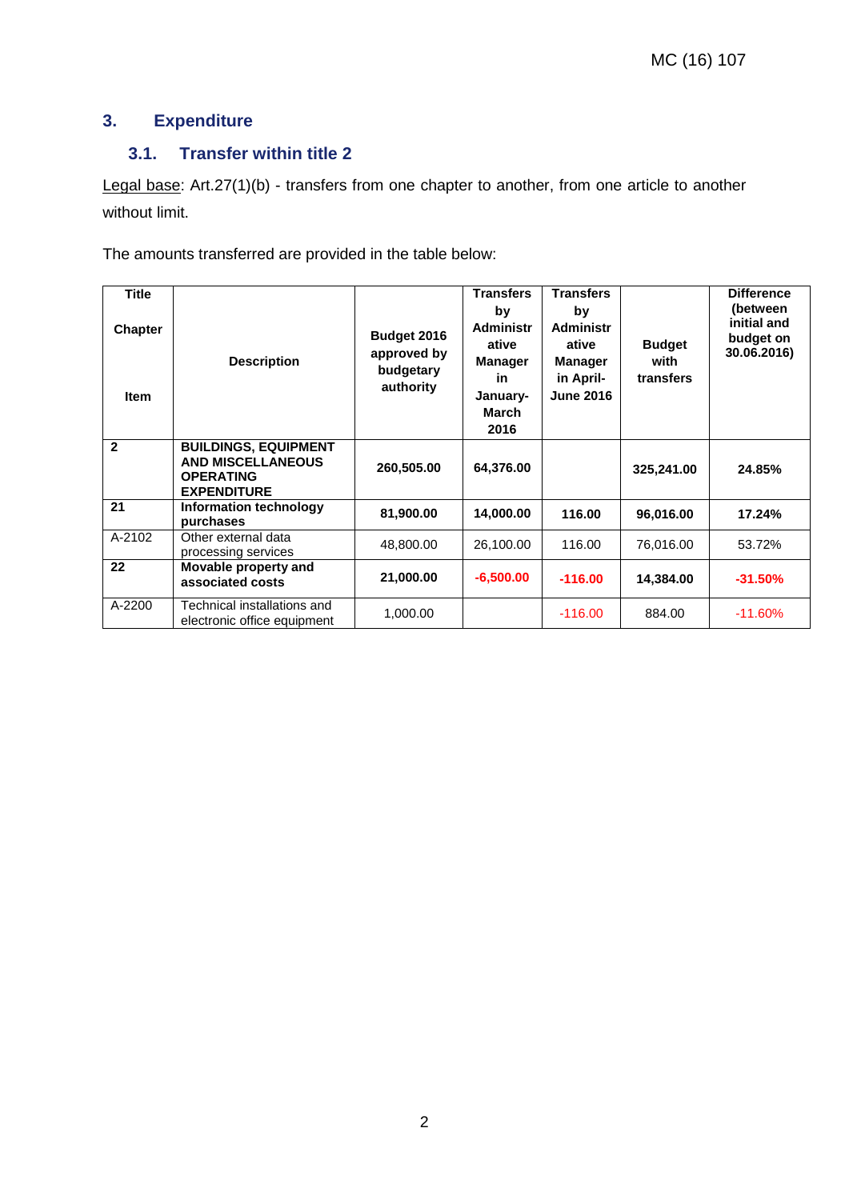## 3. Expenditure

### 3.1. Transfer within title 2

Legal base: Art.27(1)(b) - transfers from one chapter to another, from one article to another without limit.

The amounts transferred are provided in the table below:

| Title<br>Chapter<br>Item | Description | Budget 2016 approved by budgetary authority | Transfers by Administrative Manager in January-March 2016 | Transfers by Administrative Manager in April-June 2016 | Budget with transfers | Difference (between initial and budget on 30.06.2016) |
|---|---|---|---|---|---|---|
| **2** | **BUILDINGS, EQUIPMENT AND MISCELLANEOUS OPERATING EXPENDITURE** | **260,505.00** | **64,376.00** | | **325,241.00** | **24.85%** |
| **21** | **Information technology purchases** | **81,900.00** | **14,000.00** | **116.00** | **96,016.00** | **17.24%** |
| A-2102 | Other external data processing services | 48,800.00 | 26,100.00 | 116.00 | 76,016.00 | 53.72% |
| **22** | **Movable property and associated costs** | **21,000.00** | **-6,500.00** | **-116.00** | **14,384.00** | **-31.50%** |
| A-2200 | Technical installations and electronic office equipment | 1,000.00 | | -116.00 | 884.00 | -11.60% |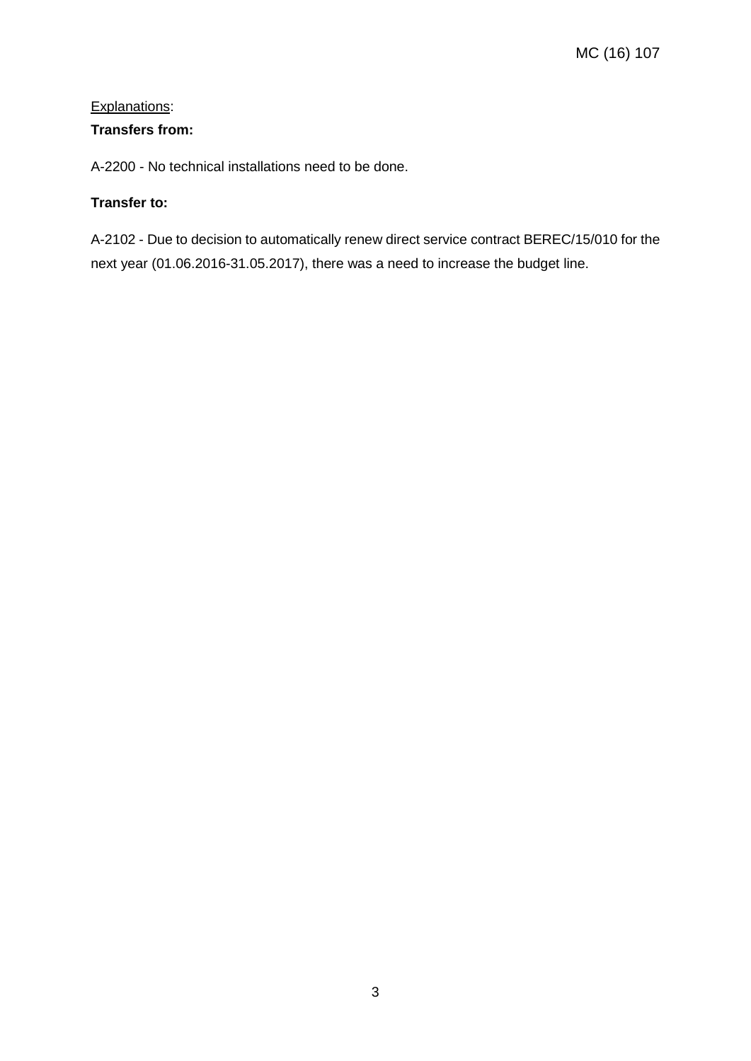<u>Explanations</u>:

**Transfers from:**

A-2200 - No technical installations need to be done.

**Transfer to:**

A-2102 - Due to decision to automatically renew direct service contract BEREC/15/010 for the next year (01.06.2016-31.05.2017), there was a need to increase the budget line.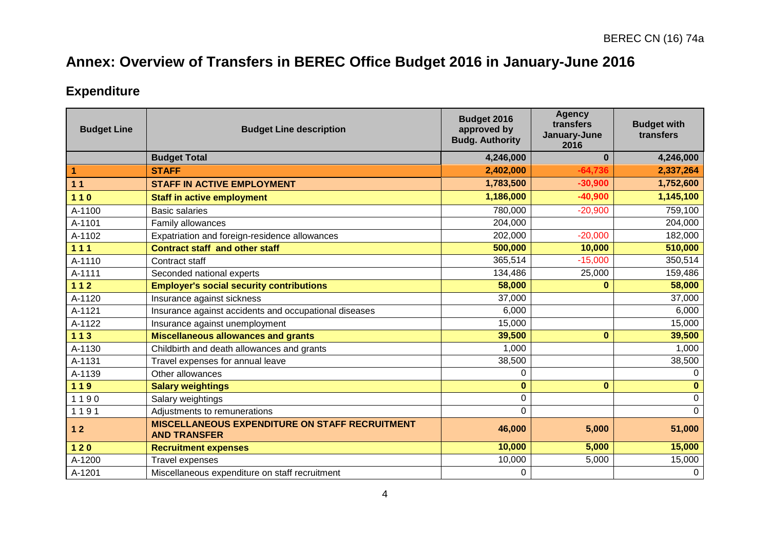# Annex: Overview of Transfers in BEREC Office Budget 2016 in January-June 2016

## Expenditure

| Budget Line | Budget Line description | Budget 2016 approved by Budg. Authority | Agency transfers January-June 2016 | Budget with transfers |
|---|---|---|---|---|
| | **Budget Total** | **4,246,000** | **0** | **4,246,000** |
| **1** | **STAFF** | **2,402,000** | **-64,736** | **2,337,264** |
| **1 1** | **STAFF IN ACTIVE EMPLOYMENT** | **1,783,500** | **-30,900** | **1,752,600** |
| **1 1 0** | **Staff in active employment** | **1,186,000** | **-40,900** | **1,145,100** |
| A-1100 | Basic salaries | 780,000 | -20,900 | 759,100 |
| A-1101 | Family allowances | 204,000 | | 204,000 |
| A-1102 | Expatriation and foreign-residence allowances | 202,000 | -20,000 | 182,000 |
| **1 1 1** | **Contract staff and other staff** | **500,000** | **10,000** | **510,000** |
| A-1110 | Contract staff | 365,514 | -15,000 | 350,514 |
| A-1111 | Seconded national experts | 134,486 | 25,000 | 159,486 |
| **1 1 2** | **Employer's social security contributions** | **58,000** | **0** | **58,000** |
| A-1120 | Insurance against sickness | 37,000 | | 37,000 |
| A-1121 | Insurance against accidents and occupational diseases | 6,000 | | 6,000 |
| A-1122 | Insurance against unemployment | 15,000 | | 15,000 |
| **1 1 3** | **Miscellaneous allowances and grants** | **39,500** | **0** | **39,500** |
| A-1130 | Childbirth and death allowances and grants | 1,000 | | 1,000 |
| A-1131 | Travel expenses for annual leave | 38,500 | | 38,500 |
| A-1139 | Other allowances | 0 | | 0 |
| **1 1 9** | **Salary weightings** | **0** | **0** | **0** |
| 1 1 9 0 | Salary weightings | 0 | | 0 |
| 1 1 9 1 | Adjustments to remunerations | 0 | | 0 |
| **1 2** | **MISCELLANEOUS EXPENDITURE ON STAFF RECRUITMENT AND TRANSFER** | **46,000** | **5,000** | **51,000** |
| **1 2 0** | **Recruitment expenses** | **10,000** | **5,000** | **15,000** |
| A-1200 | Travel expenses | 10,000 | 5,000 | 15,000 |
| A-1201 | Miscellaneous expenditure on staff recruitment | 0 | | 0 |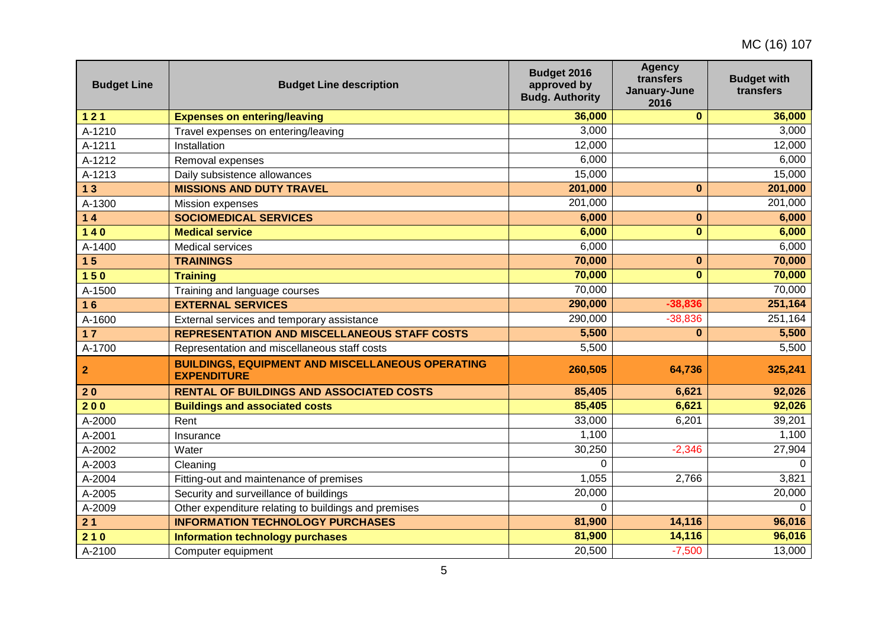| Budget Line | Budget Line description | Budget 2016 approved by Budg. Authority | Agency transfers January-June 2016 | Budget with transfers |
|---|---|---|---|---|
| **1 2 1** | **Expenses on entering/leaving** | **36,000** | **0** | **36,000** |
| A-1210 | Travel expenses on entering/leaving | 3,000 | | 3,000 |
| A-1211 | Installation | 12,000 | | 12,000 |
| A-1212 | Removal expenses | 6,000 | | 6,000 |
| A-1213 | Daily subsistence allowances | 15,000 | | 15,000 |
| **1 3** | **MISSIONS AND DUTY TRAVEL** | **201,000** | **0** | **201,000** |
| A-1300 | Mission expenses | 201,000 | | 201,000 |
| **1 4** | **SOCIOMEDICAL SERVICES** | **6,000** | **0** | **6,000** |
| **1 4 0** | **Medical service** | **6,000** | **0** | **6,000** |
| A-1400 | Medical services | 6,000 | | 6,000 |
| **1 5** | **TRAININGS** | **70,000** | **0** | **70,000** |
| **1 5 0** | **Training** | **70,000** | **0** | **70,000** |
| A-1500 | Training and language courses | 70,000 | | 70,000 |
| **1 6** | **EXTERNAL SERVICES** | **290,000** | **-38,836** | **251,164** |
| A-1600 | External services and temporary assistance | 290,000 | -38,836 | 251,164 |
| **1 7** | **REPRESENTATION AND MISCELLANEOUS STAFF COSTS** | **5,500** | **0** | **5,500** |
| A-1700 | Representation and miscellaneous staff costs | 5,500 | | 5,500 |
| **2** | **BUILDINGS, EQUIPMENT AND MISCELLANEOUS OPERATING EXPENDITURE** | **260,505** | **64,736** | **325,241** |
| **2 0** | **RENTAL OF BUILDINGS AND ASSOCIATED COSTS** | **85,405** | **6,621** | **92,026** |
| **2 0 0** | **Buildings and associated costs** | **85,405** | **6,621** | **92,026** |
| A-2000 | Rent | 33,000 | 6,201 | 39,201 |
| A-2001 | Insurance | 1,100 | | 1,100 |
| A-2002 | Water | 30,250 | -2,346 | 27,904 |
| A-2003 | Cleaning | 0 | | 0 |
| A-2004 | Fitting-out and maintenance of premises | 1,055 | 2,766 | 3,821 |
| A-2005 | Security and surveillance of buildings | 20,000 | | 20,000 |
| A-2009 | Other expenditure relating to buildings and premises | 0 | | 0 |
| **2 1** | **INFORMATION TECHNOLOGY PURCHASES** | **81,900** | **14,116** | **96,016** |
| **2 1 0** | **Information technology purchases** | **81,900** | **14,116** | **96,016** |
| A-2100 | Computer equipment | 20,500 | -7,500 | 13,000 |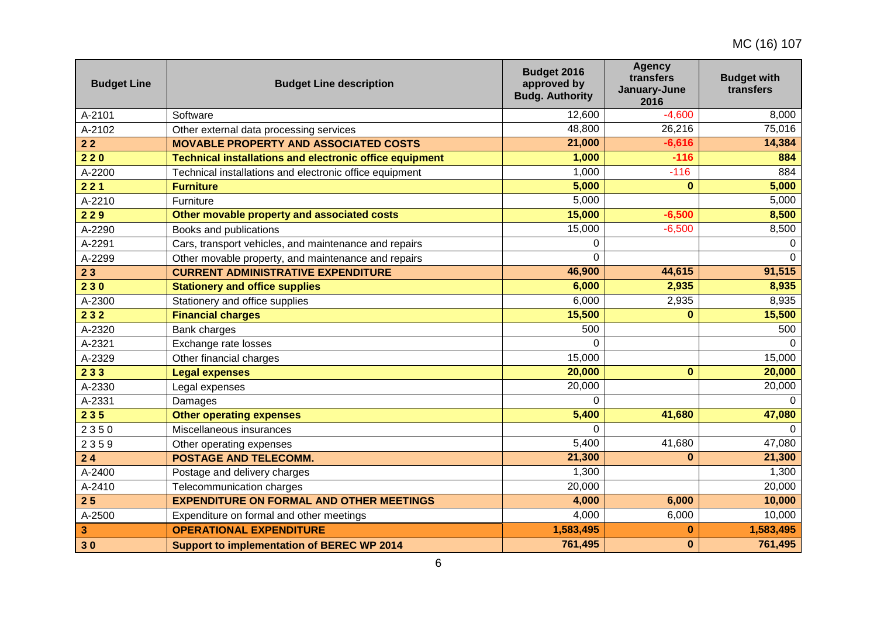| Budget Line | Budget Line description | Budget 2016 approved by Budg. Authority | Agency transfers January-June 2016 | Budget with transfers |
|---|---|---|---|---|
| A-2101 | Software | 12,600 | -4,600 | 8,000 |
| A-2102 | Other external data processing services | 48,800 | 26,216 | 75,016 |
| **2 2** | **MOVABLE PROPERTY AND ASSOCIATED COSTS** | **21,000** | **-6,616** | **14,384** |
| **2 2 0** | **Technical installations and electronic office equipment** | **1,000** | **-116** | **884** |
| A-2200 | Technical installations and electronic office equipment | 1,000 | -116 | 884 |
| **2 2 1** | **Furniture** | **5,000** | **0** | **5,000** |
| A-2210 | Furniture | 5,000 | | 5,000 |
| **2 2 9** | **Other movable property and associated costs** | **15,000** | **-6,500** | **8,500** |
| A-2290 | Books and publications | 15,000 | -6,500 | 8,500 |
| A-2291 | Cars, transport vehicles, and maintenance and repairs | 0 | | 0 |
| A-2299 | Other movable property, and maintenance and repairs | 0 | | 0 |
| **2 3** | **CURRENT ADMINISTRATIVE EXPENDITURE** | **46,900** | **44,615** | **91,515** |
| **2 3 0** | **Stationery and office supplies** | **6,000** | **2,935** | **8,935** |
| A-2300 | Stationery and office supplies | 6,000 | 2,935 | 8,935 |
| **2 3 2** | **Financial charges** | **15,500** | **0** | **15,500** |
| A-2320 | Bank charges | 500 | | 500 |
| A-2321 | Exchange rate losses | 0 | | 0 |
| A-2329 | Other financial charges | 15,000 | | 15,000 |
| **2 3 3** | **Legal expenses** | **20,000** | **0** | **20,000** |
| A-2330 | Legal expenses | 20,000 | | 20,000 |
| A-2331 | Damages | 0 | | 0 |
| **2 3 5** | **Other operating expenses** | **5,400** | **41,680** | **47,080** |
| 2 3 5 0 | Miscellaneous insurances | 0 | | 0 |
| 2 3 5 9 | Other operating expenses | 5,400 | 41,680 | 47,080 |
| **2 4** | **POSTAGE AND TELECOMM.** | **21,300** | **0** | **21,300** |
| A-2400 | Postage and delivery charges | 1,300 | | 1,300 |
| A-2410 | Telecommunication charges | 20,000 | | 20,000 |
| **2 5** | **EXPENDITURE ON FORMAL AND OTHER MEETINGS** | **4,000** | **6,000** | **10,000** |
| A-2500 | Expenditure on formal and other meetings | 4,000 | 6,000 | 10,000 |
| **3** | **OPERATIONAL EXPENDITURE** | **1,583,495** | **0** | **1,583,495** |
| **3 0** | **Support to implementation of BEREC WP 2014** | **761,495** | **0** | **761,495** |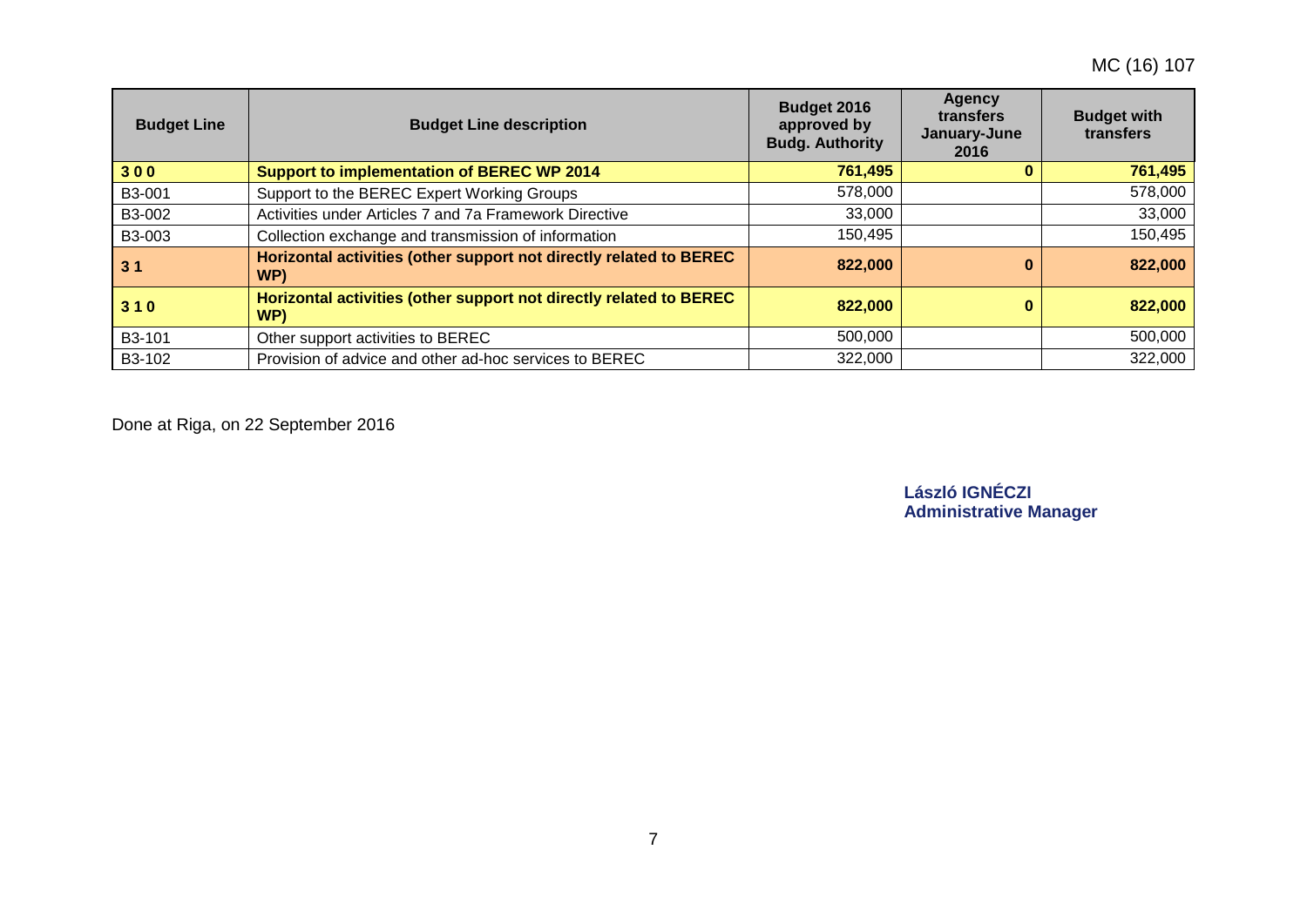| Budget Line | Budget Line description | Budget 2016 approved by Budg. Authority | Agency transfers January-June 2016 | Budget with transfers |
|---|---|---|---|---|
| **3 0 0** | **Support to implementation of BEREC WP 2014** | **761,495** | **0** | **761,495** |
| B3-001 | Support to the BEREC Expert Working Groups | 578,000 | | 578,000 |
| B3-002 | Activities under Articles 7 and 7a Framework Directive | 33,000 | | 33,000 |
| B3-003 | Collection exchange and transmission of information | 150,495 | | 150,495 |
| **3 1** | **Horizontal activities (other support not directly related to BEREC WP)** | **822,000** | **0** | **822,000** |
| **3 1 0** | **Horizontal activities (other support not directly related to BEREC WP)** | **822,000** | **0** | **822,000** |
| B3-101 | Other support activities to BEREC | 500,000 | | 500,000 |
| B3-102 | Provision of advice and other ad-hoc services to BEREC | 322,000 | | 322,000 |

Done at Riga, on 22 September 2016

**László IGNÉCZI**
**Administrative Manager**